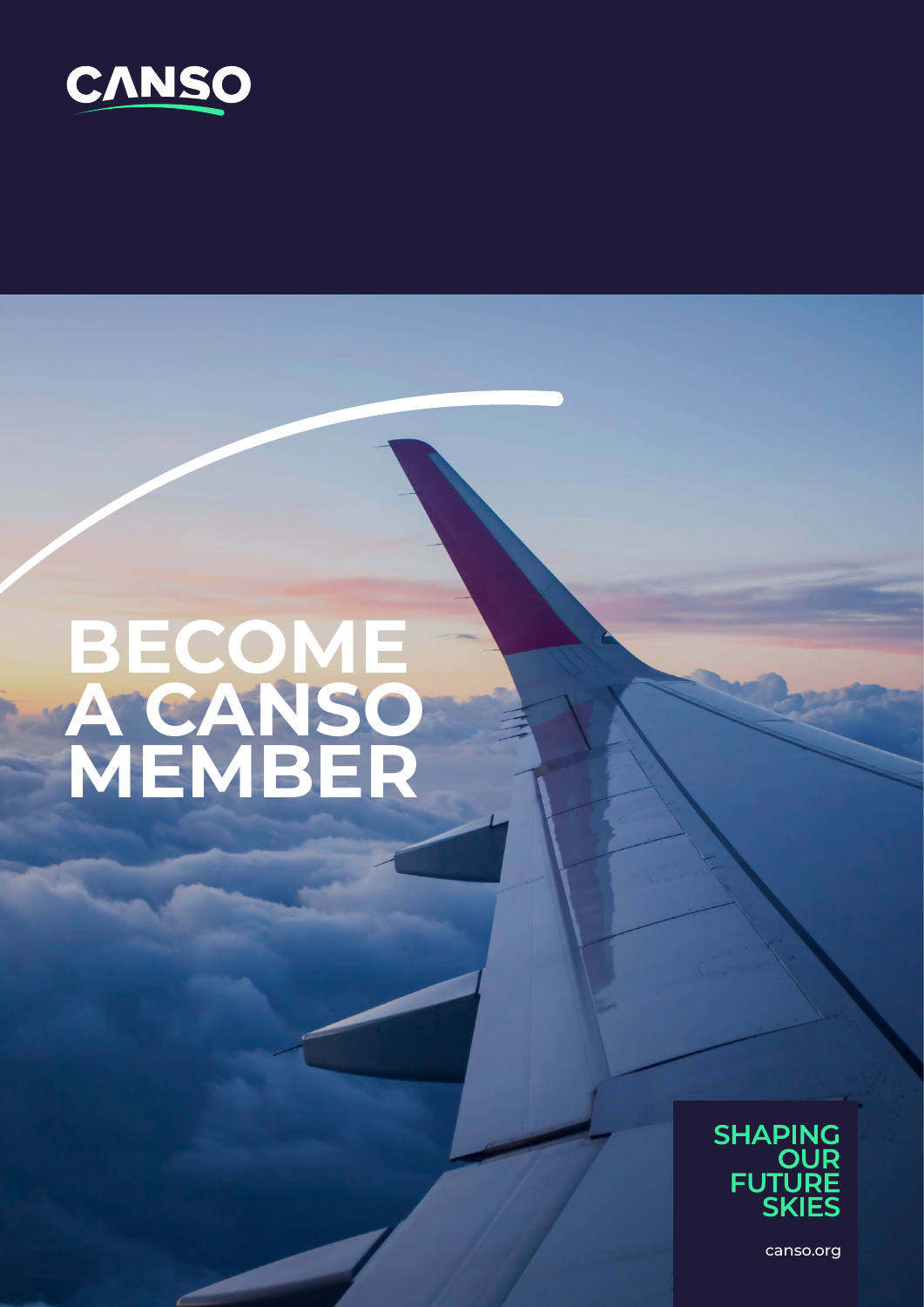CANSO

# BECOME A CANSO MEMBER

SHAPING OUR FUTURE SKIES

canso.org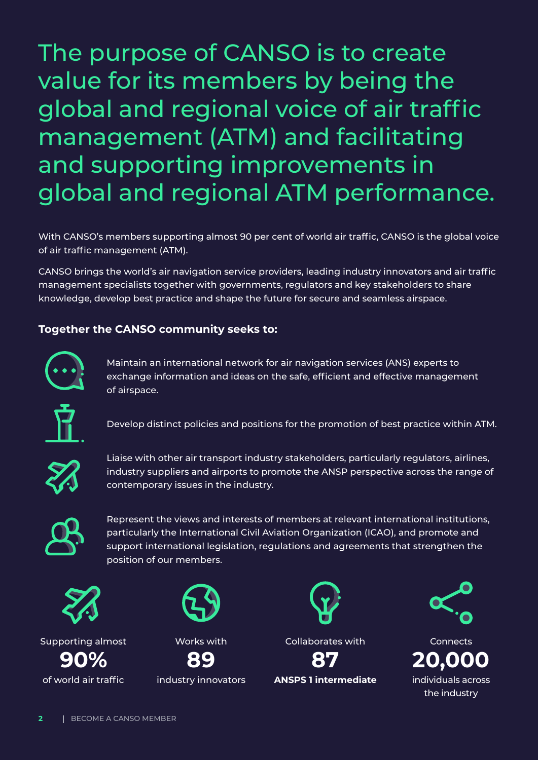# The purpose of CANSO is to create value for its members by being the global and regional voice of air traffic management (ATM) and facilitating and supporting improvements in global and regional ATM performance.

With CANSO's members supporting almost 90 per cent of world air traffic, CANSO is the global voice of air traffic management (ATM).

CANSO brings the world's air navigation service providers, leading industry innovators and air traffic management specialists together with governments, regulators and key stakeholders to share knowledge, develop best practice and shape the future for secure and seamless airspace.

**Together the CANSO community seeks to:**

- Maintain an international network for air navigation services (ANS) experts to exchange information and ideas on the safe, efficient and effective management of airspace.
- Develop distinct policies and positions for the promotion of best practice within ATM.
- Liaise with other air transport industry stakeholders, particularly regulators, airlines, industry suppliers and airports to promote the ANSP perspective across the range of contemporary issues in the industry.
- Represent the views and interests of members at relevant international institutions, particularly the International Civil Aviation Organization (ICAO), and promote and support international legislation, regulations and agreements that strengthen the position of our members.

Supporting almost
**90%**
of world air traffic

Works with
**89**
industry innovators

Collaborates with
**87**
**ANSPS 1 intermediate**

Connects
**20,000**
individuals across the industry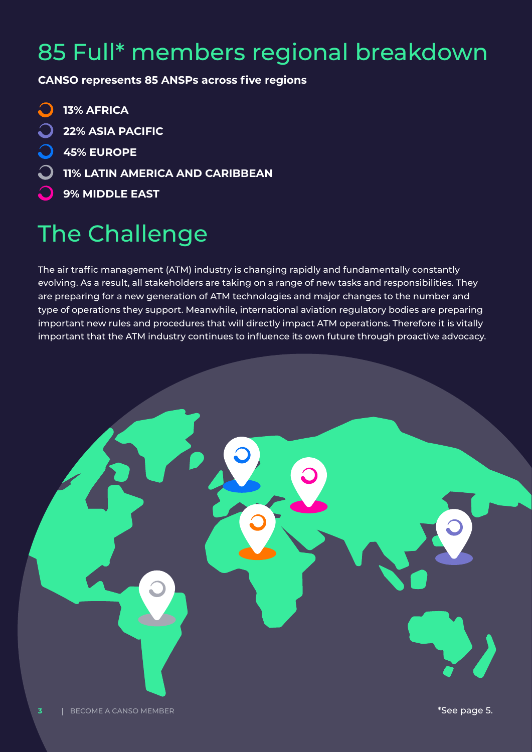# 85 Full* members regional breakdown

**CANSO represents 85 ANSPs across five regions**

- **13% AFRICA**
- **22% ASIA PACIFIC**
- **45% EUROPE**
- **11% LATIN AMERICA AND CARIBBEAN**
- **9% MIDDLE EAST**

# The Challenge

The air traffic management (ATM) industry is changing rapidly and fundamentally constantly evolving. As a result, all stakeholders are taking on a range of new tasks and responsibilities. They are preparing for a new generation of ATM technologies and major changes to the number and type of operations they support. Meanwhile, international aviation regulatory bodies are preparing important new rules and procedures that will directly impact ATM operations. Therefore it is vitally important that the ATM industry continues to influence its own future through proactive advocacy.

*See page 5.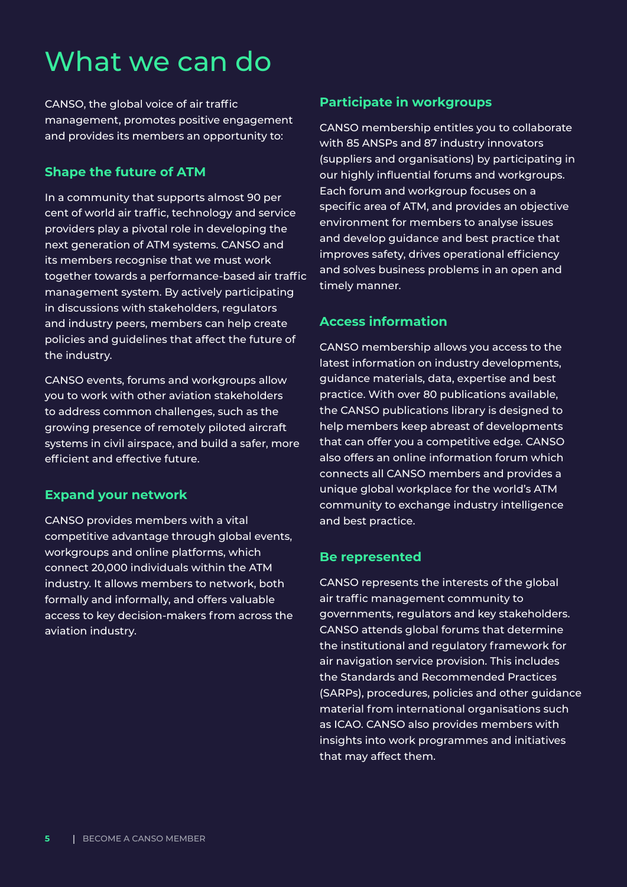# What we can do

CANSO, the global voice of air traffic management, promotes positive engagement and provides its members an opportunity to:

### Shape the future of ATM

In a community that supports almost 90 per cent of world air traffic, technology and service providers play a pivotal role in developing the next generation of ATM systems. CANSO and its members recognise that we must work together towards a performance-based air traffic management system. By actively participating in discussions with stakeholders, regulators and industry peers, members can help create policies and guidelines that affect the future of the industry.

CANSO events, forums and workgroups allow you to work with other aviation stakeholders to address common challenges, such as the growing presence of remotely piloted aircraft systems in civil airspace, and build a safer, more efficient and effective future.

### Expand your network

CANSO provides members with a vital competitive advantage through global events, workgroups and online platforms, which connect 20,000 individuals within the ATM industry. It allows members to network, both formally and informally, and offers valuable access to key decision-makers from across the aviation industry.

### Participate in workgroups

CANSO membership entitles you to collaborate with 85 ANSPs and 87 industry innovators (suppliers and organisations) by participating in our highly influential forums and workgroups. Each forum and workgroup focuses on a specific area of ATM, and provides an objective environment for members to analyse issues and develop guidance and best practice that improves safety, drives operational efficiency and solves business problems in an open and timely manner.

### Access information

CANSO membership allows you access to the latest information on industry developments, guidance materials, data, expertise and best practice. With over 80 publications available, the CANSO publications library is designed to help members keep abreast of developments that can offer you a competitive edge. CANSO also offers an online information forum which connects all CANSO members and provides a unique global workplace for the world's ATM community to exchange industry intelligence and best practice.

### Be represented

CANSO represents the interests of the global air traffic management community to governments, regulators and key stakeholders. CANSO attends global forums that determine the institutional and regulatory framework for air navigation service provision. This includes the Standards and Recommended Practices (SARPs), procedures, policies and other guidance material from international organisations such as ICAO. CANSO also provides members with insights into work programmes and initiatives that may affect them.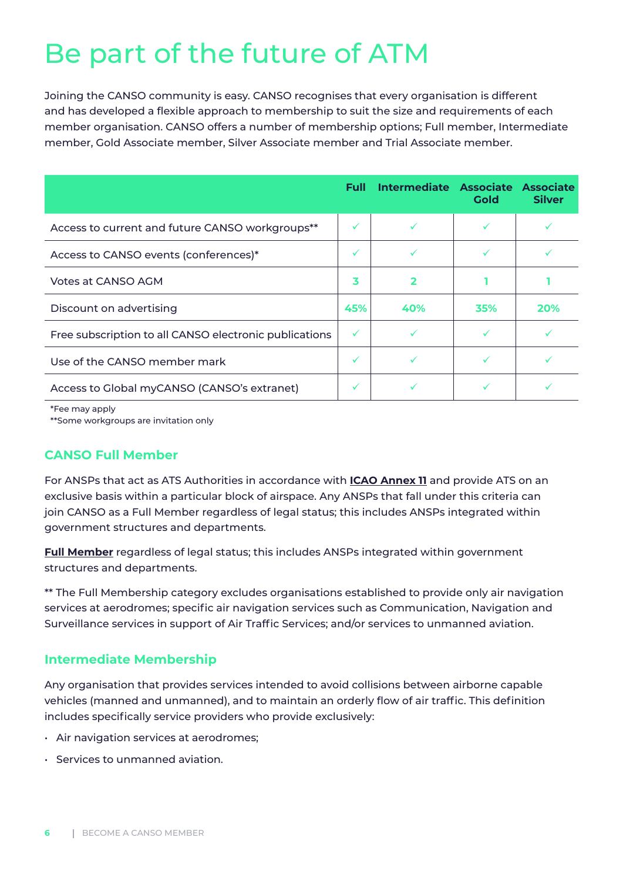# Be part of the future of ATM

Joining the CANSO community is easy. CANSO recognises that every organisation is different and has developed a flexible approach to membership to suit the size and requirements of each member organisation. CANSO offers a number of membership options; Full member, Intermediate member, Gold Associate member, Silver Associate member and Trial Associate member.

| | Full | Intermediate | Associate Gold | Associate Silver |
|---|---|---|---|---|
| Access to current and future CANSO workgroups** | ✓ | ✓ | ✓ | ✓ |
| Access to CANSO events (conferences)* | ✓ | ✓ | ✓ | ✓ |
| Votes at CANSO AGM | 3 | 2 | 1 | 1 |
| Discount on advertising | 45% | 40% | 35% | 20% |
| Free subscription to all CANSO electronic publications | ✓ | ✓ | ✓ | ✓ |
| Use of the CANSO member mark | ✓ | ✓ | ✓ | ✓ |
| Access to Global myCANSO (CANSO's extranet) | ✓ | ✓ | ✓ | ✓ |

*Fee may apply
**Some workgroups are invitation only

## CANSO Full Member

For ANSPs that act as ATS Authorities in accordance with **ICAO Annex 11** and provide ATS on an exclusive basis within a particular block of airspace. Any ANSPs that fall under this criteria can join CANSO as a Full Member regardless of legal status; this includes ANSPs integrated within government structures and departments.

**Full Member** regardless of legal status; this includes ANSPs integrated within government structures and departments.

** The Full Membership category excludes organisations established to provide only air navigation services at aerodromes; specific air navigation services such as Communication, Navigation and Surveillance services in support of Air Traffic Services; and/or services to unmanned aviation.

## Intermediate Membership

Any organisation that provides services intended to avoid collisions between airborne capable vehicles (manned and unmanned), and to maintain an orderly flow of air traffic. This definition includes specifically service providers who provide exclusively:

- Air navigation services at aerodromes;
- Services to unmanned aviation.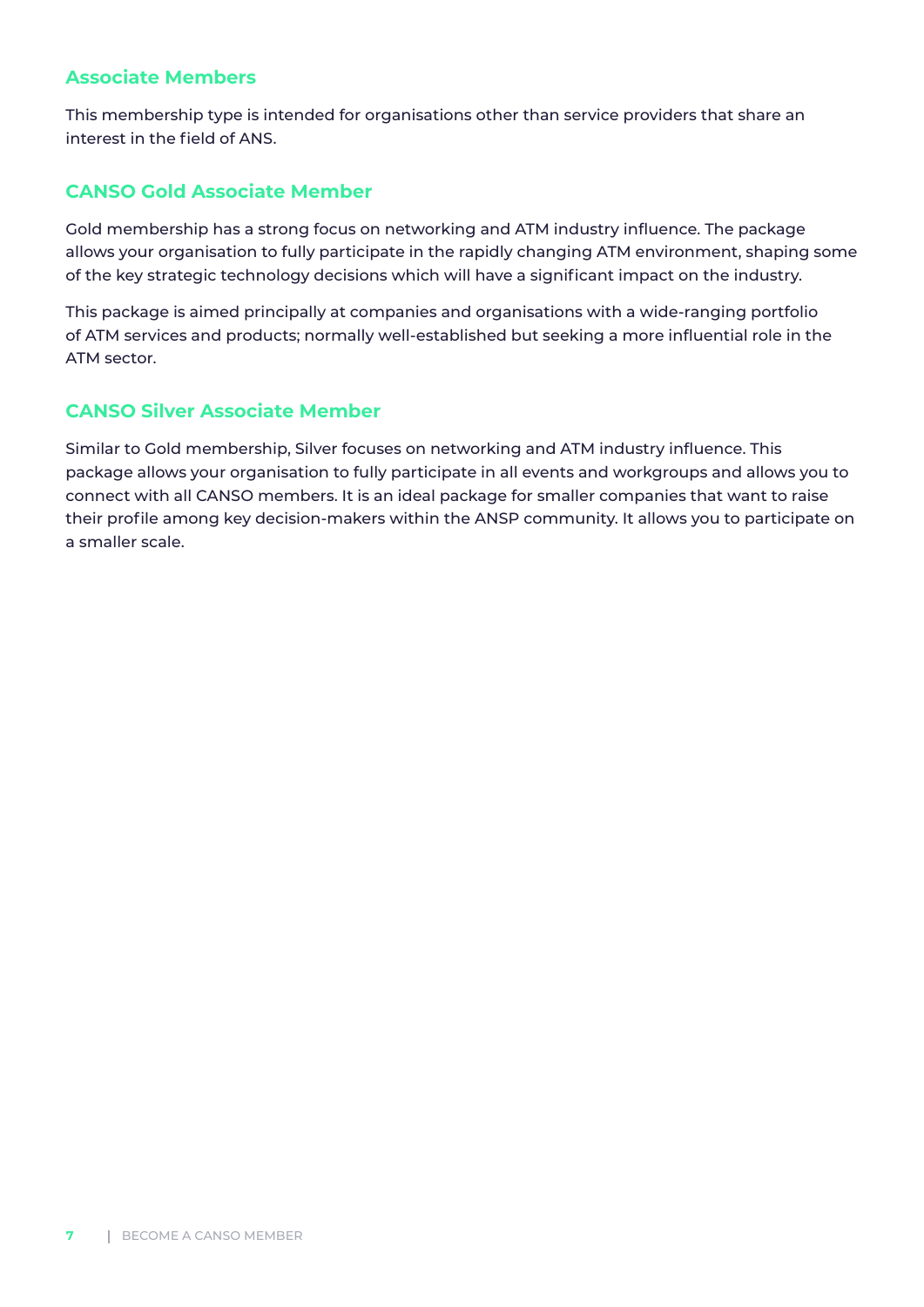## Associate Members

This membership type is intended for organisations other than service providers that share an interest in the field of ANS.

### CANSO Gold Associate Member

Gold membership has a strong focus on networking and ATM industry influence. The package allows your organisation to fully participate in the rapidly changing ATM environment, shaping some of the key strategic technology decisions which will have a significant impact on the industry.

This package is aimed principally at companies and organisations with a wide-ranging portfolio of ATM services and products; normally well-established but seeking a more influential role in the ATM sector.

### CANSO Silver Associate Member

Similar to Gold membership, Silver focuses on networking and ATM industry influence. This package allows your organisation to fully participate in all events and workgroups and allows you to connect with all CANSO members. It is an ideal package for smaller companies that want to raise their profile among key decision-makers within the ANSP community. It allows you to participate on a smaller scale.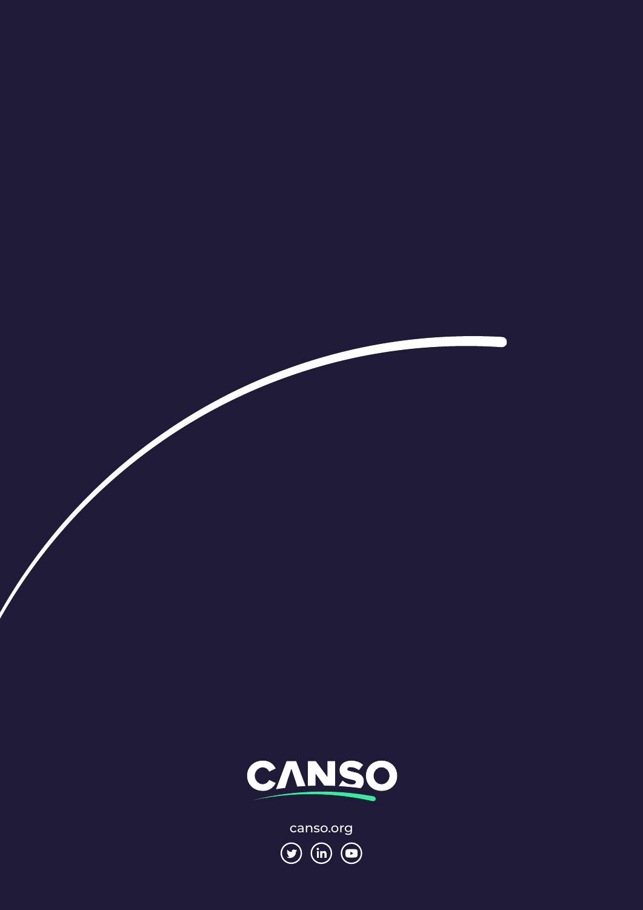CANSO

canso.org